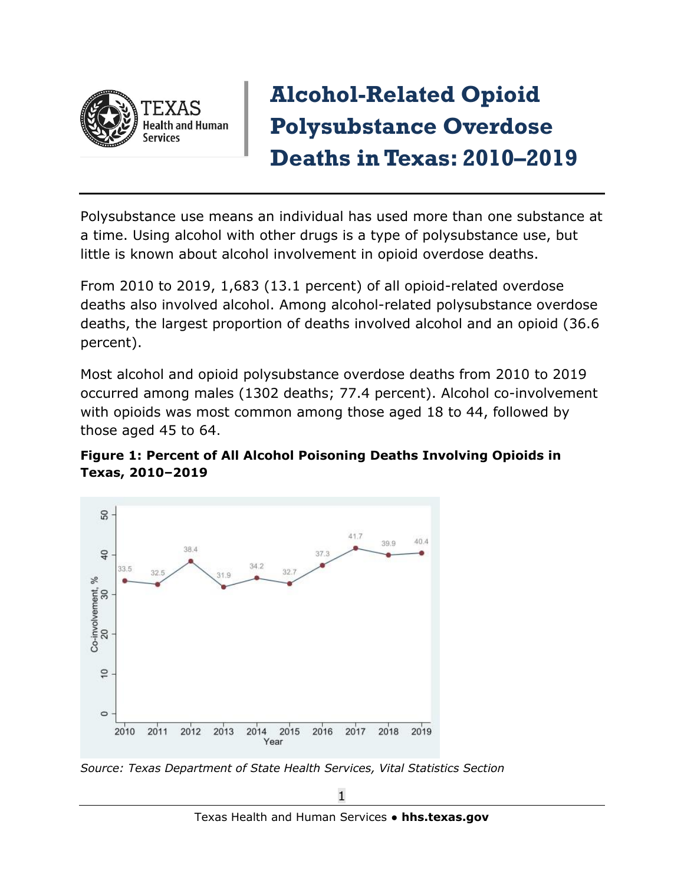# Alcohol-Related Opioid Polysubstance Overdose Deaths in Texas: 2010–2019

Polysubstance use means an individual has used more than one substance at a time. Using alcohol with other drugs is a type of polysubstance use, but little is known about alcohol involvement in opioid overdose deaths.

From 2010 to 2019, 1,683 (13.1 percent) of all opioid-related overdose deaths also involved alcohol. Among alcohol-related polysubstance overdose deaths, the largest proportion of deaths involved alcohol and an opioid (36.6 percent).

Most alcohol and opioid polysubstance overdose deaths from 2010 to 2019 occurred among males (1302 deaths; 77.4 percent). Alcohol co-involvement with opioids was most common among those aged 18 to 44, followed by those aged 45 to 64.

**Figure 1: Percent of All Alcohol Poisoning Deaths Involving Opioids in Texas, 2010–2019**

| Year | Co-involvement, % |
|---|---|
| 2010 | 33.5 |
| 2011 | 32.5 |
| 2012 | 38.4 |
| 2013 | 31.9 |
| 2014 | 34.2 |
| 2015 | 32.7 |
| 2016 | 37.3 |
| 2017 | 41.7 |
| 2018 | 39.9 |
| 2019 | 40.4 |

*Source: Texas Department of State Health Services, Vital Statistics Section*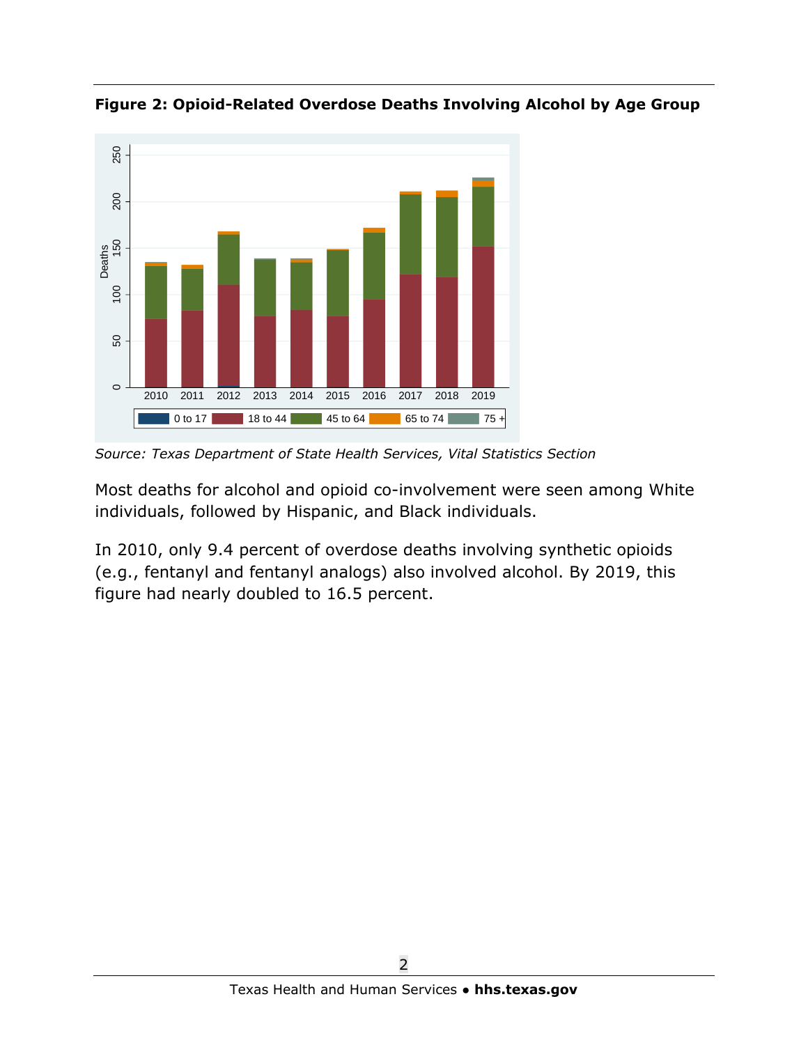**Figure 2: Opioid-Related Overdose Deaths Involving Alcohol by Age Group**

*Source: Texas Department of State Health Services, Vital Statistics Section*

Most deaths for alcohol and opioid co-involvement were seen among White individuals, followed by Hispanic, and Black individuals.

In 2010, only 9.4 percent of overdose deaths involving synthetic opioids (e.g., fentanyl and fentanyl analogs) also involved alcohol. By 2019, this figure had nearly doubled to 16.5 percent.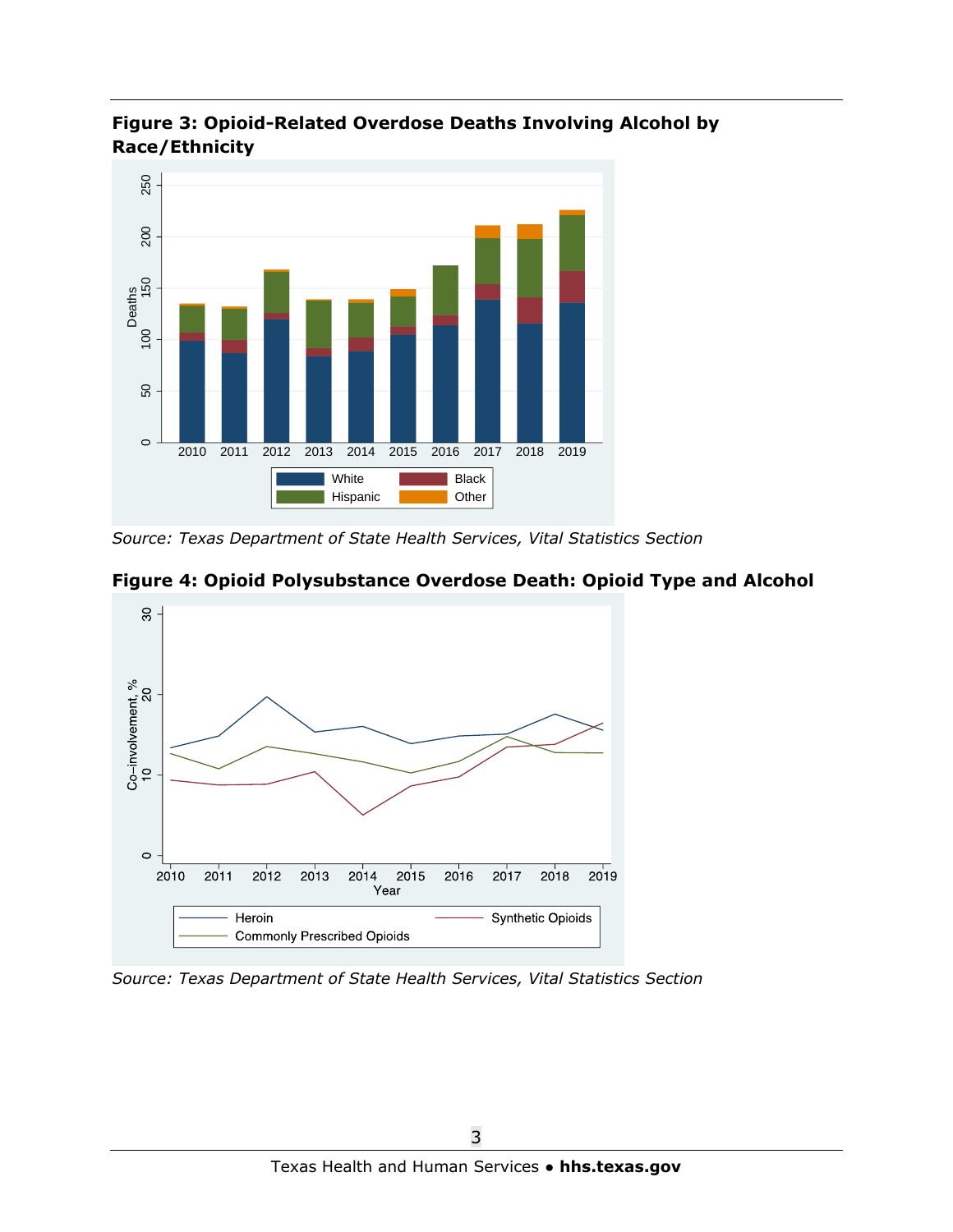**Figure 3: Opioid-Related Overdose Deaths Involving Alcohol by Race/Ethnicity**

*Source: Texas Department of State Health Services, Vital Statistics Section*

**Figure 4: Opioid Polysubstance Overdose Death: Opioid Type and Alcohol**

*Source: Texas Department of State Health Services, Vital Statistics Section*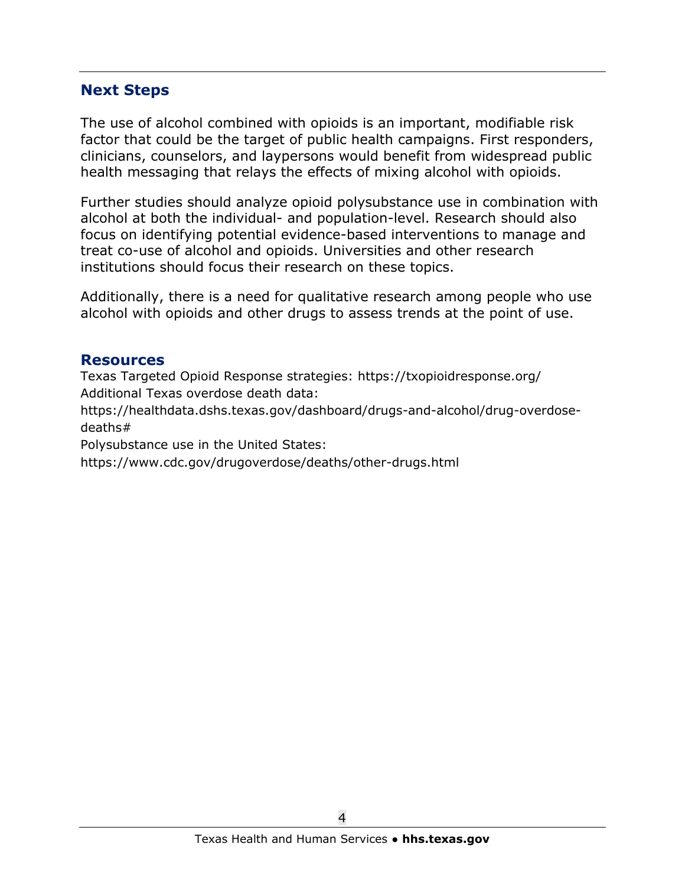## Next Steps

The use of alcohol combined with opioids is an important, modifiable risk factor that could be the target of public health campaigns. First responders, clinicians, counselors, and laypersons would benefit from widespread public health messaging that relays the effects of mixing alcohol with opioids.

Further studies should analyze opioid polysubstance use in combination with alcohol at both the individual- and population-level. Research should also focus on identifying potential evidence-based interventions to manage and treat co-use of alcohol and opioids. Universities and other research institutions should focus their research on these topics.

Additionally, there is a need for qualitative research among people who use alcohol with opioids and other drugs to assess trends at the point of use.

## Resources

Texas Targeted Opioid Response strategies: https://txopioidresponse.org/
Additional Texas overdose death data:
https://healthdata.dshs.texas.gov/dashboard/drugs-and-alcohol/drug-overdose-deaths#
Polysubstance use in the United States:
https://www.cdc.gov/drugoverdose/deaths/other-drugs.html